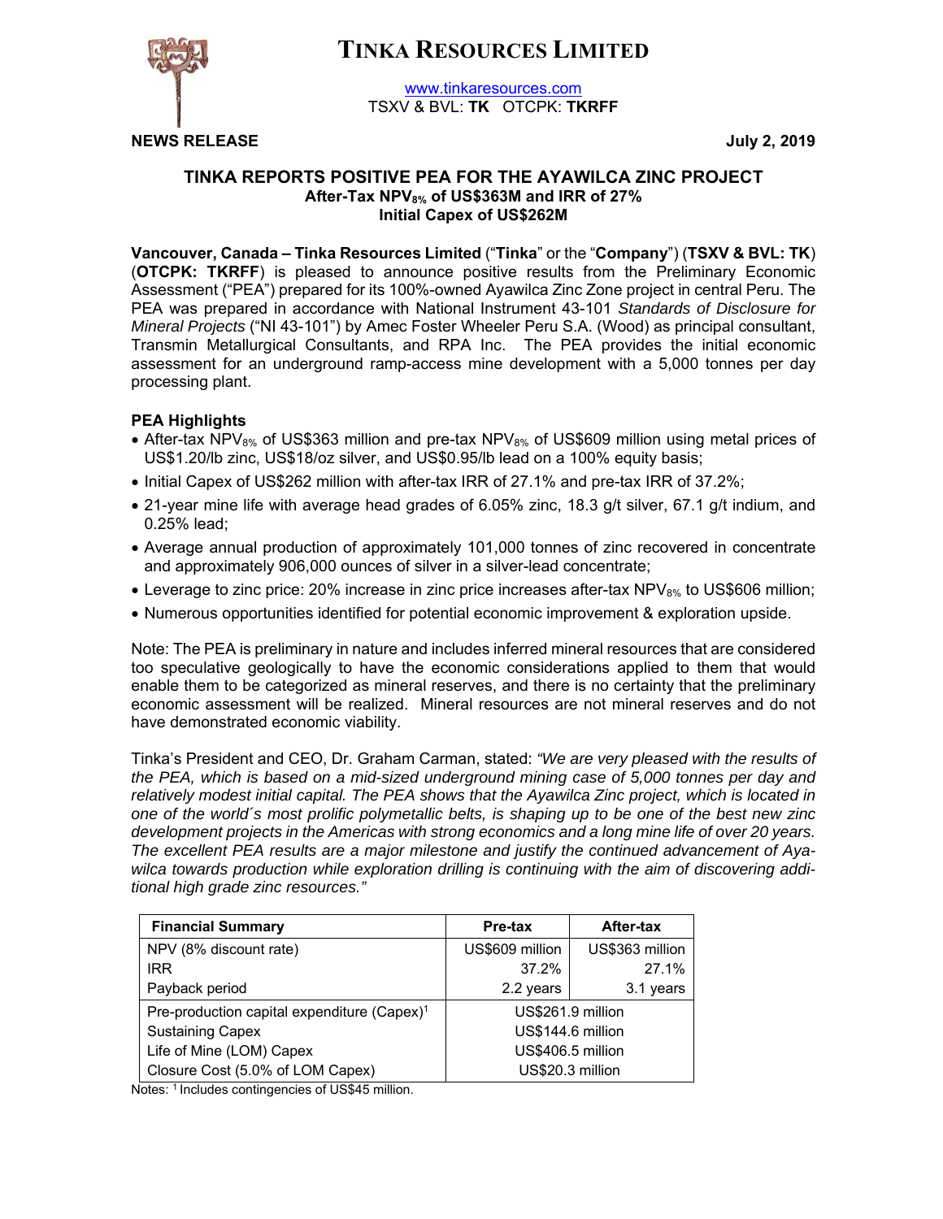# TINKA RESOURCES LIMITED

www.tinkaresources.com
TSXV & BVL: **TK** OTCPK: **TKRFF**

**NEWS RELEASE** **July 2, 2019**

## TINKA REPORTS POSITIVE PEA FOR THE AYAWILCA ZINC PROJECT
### After-Tax $NPV_{8\%}$ of US$363M and IRR of 27%
### Initial Capex of US$262M

**Vancouver, Canada – Tinka Resources Limited** ("**Tinka**" or the "**Company**") (**TSXV & BVL: TK**) (**OTCPK: TKRFF**) is pleased to announce positive results from the Preliminary Economic Assessment ("PEA") prepared for its 100%-owned Ayawilca Zinc Zone project in central Peru. The PEA was prepared in accordance with National Instrument 43-101 *Standards of Disclosure for Mineral Projects* ("NI 43-101") by Amec Foster Wheeler Peru S.A. (Wood) as principal consultant, Transmin Metallurgical Consultants, and RPA Inc. The PEA provides the initial economic assessment for an underground ramp-access mine development with a 5,000 tonnes per day processing plant.

**PEA Highlights**

- After-tax $NPV_{8\%}$ of US$363 million and pre-tax $NPV_{8\%}$ of US$609 million using metal prices of US$1.20/lb zinc, US$18/oz silver, and US$0.95/lb lead on a 100% equity basis;
- Initial Capex of US$262 million with after-tax IRR of 27.1% and pre-tax IRR of 37.2%;
- 21-year mine life with average head grades of 6.05% zinc, 18.3 g/t silver, 67.1 g/t indium, and 0.25% lead;
- Average annual production of approximately 101,000 tonnes of zinc recovered in concentrate and approximately 906,000 ounces of silver in a silver-lead concentrate;
- Leverage to zinc price: 20% increase in zinc price increases after-tax $NPV_{8\%}$ to US$606 million;
- Numerous opportunities identified for potential economic improvement & exploration upside.

Note: The PEA is preliminary in nature and includes inferred mineral resources that are considered too speculative geologically to have the economic considerations applied to them that would enable them to be categorized as mineral reserves, and there is no certainty that the preliminary economic assessment will be realized. Mineral resources are not mineral reserves and do not have demonstrated economic viability.

Tinka's President and CEO, Dr. Graham Carman, stated: *"We are very pleased with the results of the PEA, which is based on a mid-sized underground mining case of 5,000 tonnes per day and relatively modest initial capital. The PEA shows that the Ayawilca Zinc project, which is located in one of the world´s most prolific polymetallic belts, is shaping up to be one of the best new zinc development projects in the Americas with strong economics and a long mine life of over 20 years. The excellent PEA results are a major milestone and justify the continued advancement of Ayawilca towards production while exploration drilling is continuing with the aim of discovering additional high grade zinc resources."*

| Financial Summary | Pre-tax | After-tax |
|---|---|---|
| NPV (8% discount rate) | US$609 million | US$363 million |
| IRR | 37.2% | 27.1% |
| Payback period | 2.2 years | 3.1 years |
| Pre-production capital expenditure (Capex)[1] | US$261.9 million | |
| Sustaining Capex | US$144.6 million | |
| Life of Mine (LOM) Capex | US$406.5 million | |
| Closure Cost (5.0% of LOM Capex) | US$20.3 million | |

Notes: [1] Includes contingencies of US$45 million.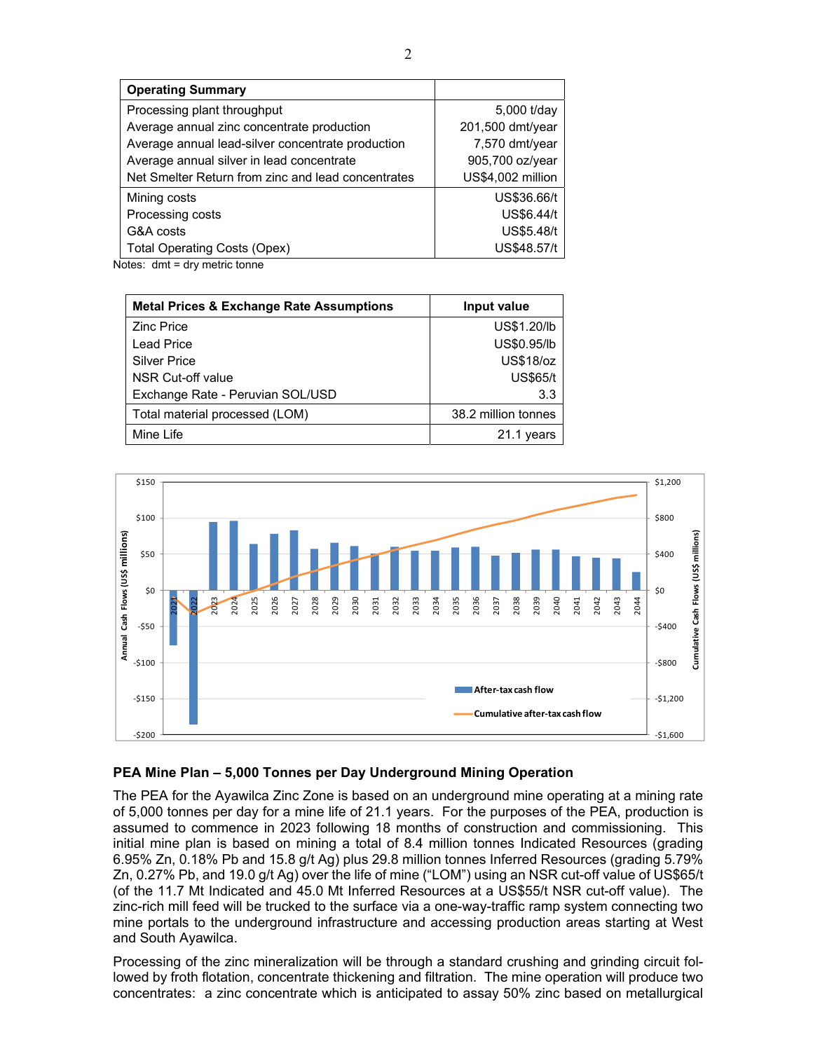| Operating Summary | |
|---|---|
| Processing plant throughput | 5,000 t/day |
| Average annual zinc concentrate production | 201,500 dmt/year |
| Average annual lead-silver concentrate production | 7,570 dmt/year |
| Average annual silver in lead concentrate | 905,700 oz/year |
| Net Smelter Return from zinc and lead concentrates | US$4,002 million |
| Mining costs | US$36.66/t |
| Processing costs | US$6.44/t |
| G&A costs | US$5.48/t |
| Total Operating Costs (Opex) | US$48.57/t |

Notes: dmt = dry metric tonne

| Metal Prices & Exchange Rate Assumptions | Input value |
|---|---|
| Zinc Price | US$1.20/lb |
| Lead Price | US$0.95/lb |
| Silver Price | US$18/oz |
| NSR Cut-off value | US$65/t |
| Exchange Rate - Peruvian SOL/USD | 3.3 |
| Total material processed (LOM) | 38.2 million tonnes |
| Mine Life | 21.1 years |

## PEA Mine Plan – 5,000 Tonnes per Day Underground Mining Operation

The PEA for the Ayawilca Zinc Zone is based on an underground mine operating at a mining rate of 5,000 tonnes per day for a mine life of 21.1 years. For the purposes of the PEA, production is assumed to commence in 2023 following 18 months of construction and commissioning. This initial mine plan is based on mining a total of 8.4 million tonnes Indicated Resources (grading 6.95% Zn, 0.18% Pb and 15.8 g/t Ag) plus 29.8 million tonnes Inferred Resources (grading 5.79% Zn, 0.27% Pb, and 19.0 g/t Ag) over the life of mine ("LOM") using an NSR cut-off value of US$65/t (of the 11.7 Mt Indicated and 45.0 Mt Inferred Resources at a US$55/t NSR cut-off value). The zinc-rich mill feed will be trucked to the surface via a one-way-traffic ramp system connecting two mine portals to the underground infrastructure and accessing production areas starting at West and South Ayawilca.

Processing of the zinc mineralization will be through a standard crushing and grinding circuit followed by froth flotation, concentrate thickening and filtration. The mine operation will produce two concentrates: a zinc concentrate which is anticipated to assay 50% zinc based on metallurgical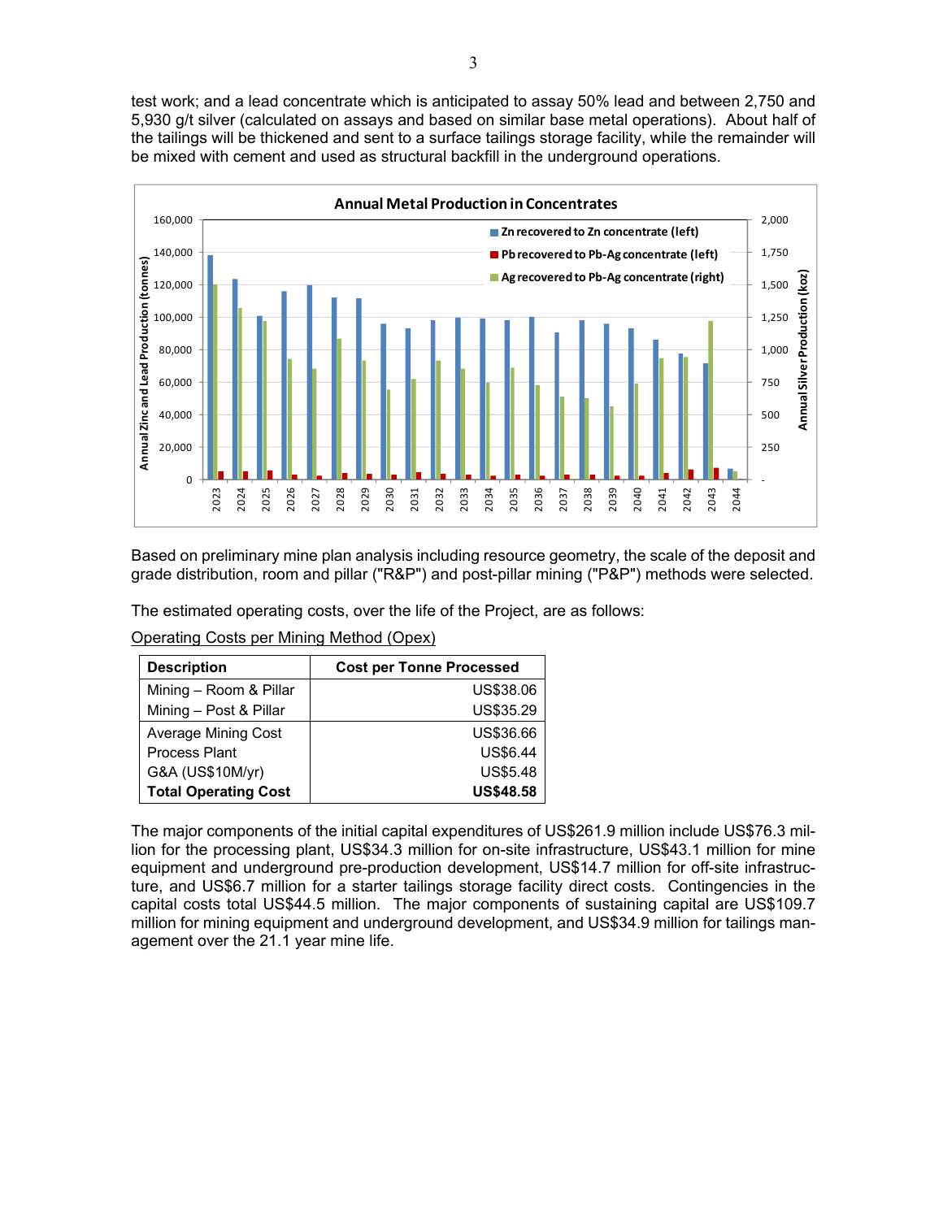test work; and a lead concentrate which is anticipated to assay 50% lead and between 2,750 and 5,930 g/t silver (calculated on assays and based on similar base metal operations). About half of the tailings will be thickened and sent to a surface tailings storage facility, while the remainder will be mixed with cement and used as structural backfill in the underground operations.

**Annual Metal Production in Concentrates**

Based on preliminary mine plan analysis including resource geometry, the scale of the deposit and grade distribution, room and pillar ("R&P") and post-pillar mining ("P&P") methods were selected.

The estimated operating costs, over the life of the Project, are as follows:

Operating Costs per Mining Method (Opex)

| Description | Cost per Tonne Processed |
|---|---|
| Mining – Room & Pillar | US$38.06 |
| Mining – Post & Pillar | US$35.29 |
| Average Mining Cost | US$36.66 |
| Process Plant | US$6.44 |
| G&A (US$10M/yr) | US$5.48 |
| **Total Operating Cost** | **US$48.58** |

The major components of the initial capital expenditures of US$261.9 million include US$76.3 million for the processing plant, US$34.3 million for on-site infrastructure, US$43.1 million for mine equipment and underground pre-production development, US$14.7 million for off-site infrastructure, and US$6.7 million for a starter tailings storage facility direct costs. Contingencies in the capital costs total US$44.5 million. The major components of sustaining capital are US$109.7 million for mining equipment and underground development, and US$34.9 million for tailings management over the 21.1 year mine life.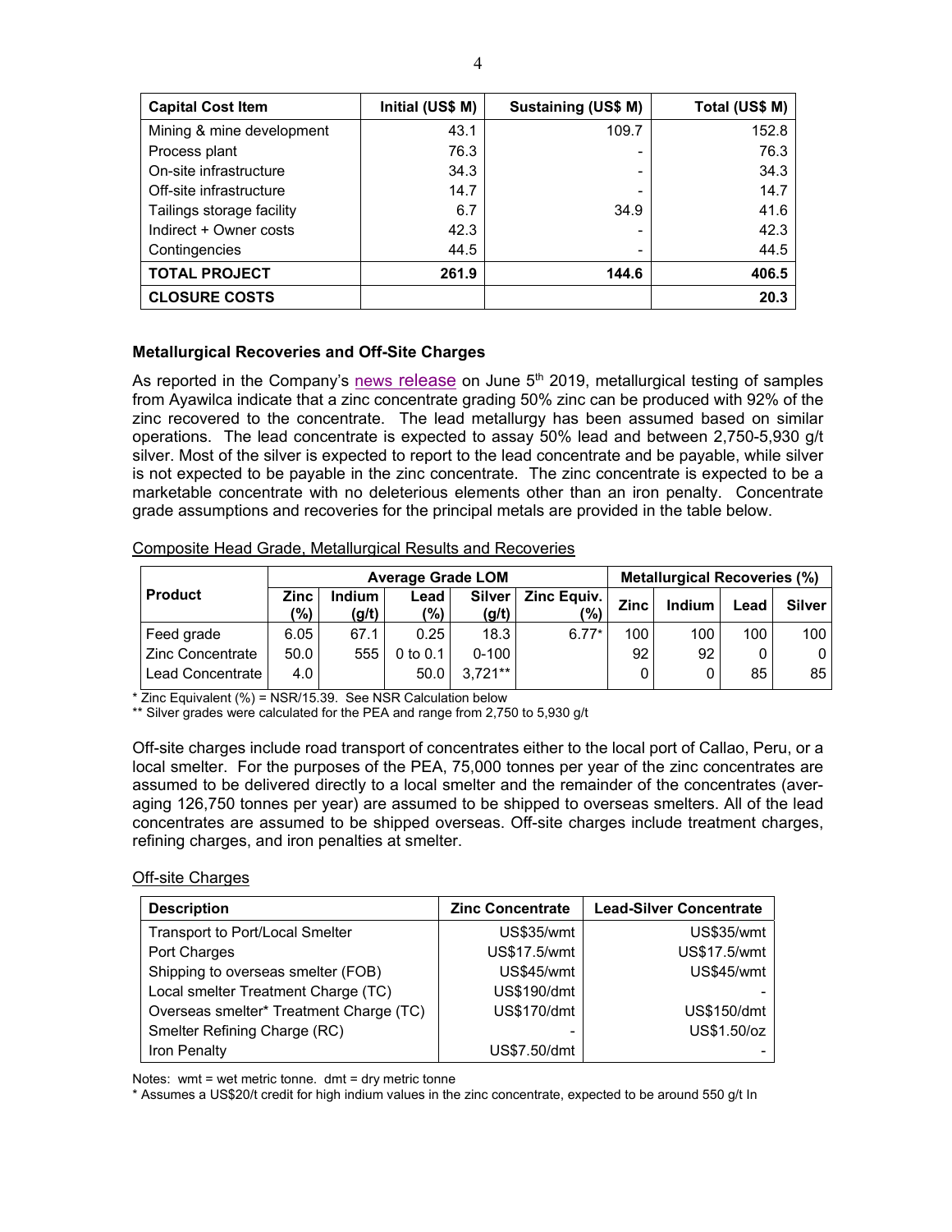| Capital Cost Item | Initial (US$ M) | Sustaining (US$ M) | Total (US$ M) |
|---|---|---|---|
| Mining & mine development | 43.1 | 109.7 | 152.8 |
| Process plant | 76.3 | - | 76.3 |
| On-site infrastructure | 34.3 | - | 34.3 |
| Off-site infrastructure | 14.7 | - | 14.7 |
| Tailings storage facility | 6.7 | 34.9 | 41.6 |
| Indirect + Owner costs | 42.3 | - | 42.3 |
| Contingencies | 44.5 | - | 44.5 |
| **TOTAL PROJECT** | **261.9** | **144.6** | **406.5** |
| **CLOSURE COSTS** | | | **20.3** |

### Metallurgical Recoveries and Off-Site Charges

As reported in the Company's news release on June 5th 2019, metallurgical testing of samples from Ayawilca indicate that a zinc concentrate grading 50% zinc can be produced with 92% of the zinc recovered to the concentrate. The lead metallurgy has been assumed based on similar operations. The lead concentrate is expected to assay 50% lead and between 2,750-5,930 g/t silver. Most of the silver is expected to report to the lead concentrate and be payable, while silver is not expected to be payable in the zinc concentrate. The zinc concentrate is expected to be a marketable concentrate with no deleterious elements other than an iron penalty. Concentrate grade assumptions and recoveries for the principal metals are provided in the table below.

Composite Head Grade, Metallurgical Results and Recoveries

| Product | Average Grade LOM | | | | | Metallurgical Recoveries (%) | | | |
|---|---|---|---|---|---|---|---|---|---|
| | Zinc (%) | Indium (g/t) | Lead (%) | Silver (g/t) | Zinc Equiv. (%) | Zinc | Indium | Lead | Silver |
| Feed grade | 6.05 | 67.1 | 0.25 | 18.3 | 6.77* | 100 | 100 | 100 | 100 |
| Zinc Concentrate | 50.0 | 555 | 0 to 0.1 | 0-100 | | 92 | 92 | 0 | 0 |
| Lead Concentrate | 4.0 | | 50.0 | 3,721** | | 0 | 0 | 85 | 85 |

\* Zinc Equivalent (%) = NSR/15.39. See NSR Calculation below

\** Silver grades were calculated for the PEA and range from 2,750 to 5,930 g/t

Off-site charges include road transport of concentrates either to the local port of Callao, Peru, or a local smelter. For the purposes of the PEA, 75,000 tonnes per year of the zinc concentrates are assumed to be delivered directly to a local smelter and the remainder of the concentrates (averaging 126,750 tonnes per year) are assumed to be shipped to overseas smelters. All of the lead concentrates are assumed to be shipped overseas. Off-site charges include treatment charges, refining charges, and iron penalties at smelter.

Off-site Charges

| Description | Zinc Concentrate | Lead-Silver Concentrate |
|---|---|---|
| Transport to Port/Local Smelter | US$35/wmt | US$35/wmt |
| Port Charges | US$17.5/wmt | US$17.5/wmt |
| Shipping to overseas smelter (FOB) | US$45/wmt | US$45/wmt |
| Local smelter Treatment Charge (TC) | US$190/dmt | - |
| Overseas smelter* Treatment Charge (TC) | US$170/dmt | US$150/dmt |
| Smelter Refining Charge (RC) | - | US$1.50/oz |
| Iron Penalty | US$7.50/dmt | - |

Notes: wmt = wet metric tonne. dmt = dry metric tonne

\* Assumes a US$20/t credit for high indium values in the zinc concentrate, expected to be around 550 g/t In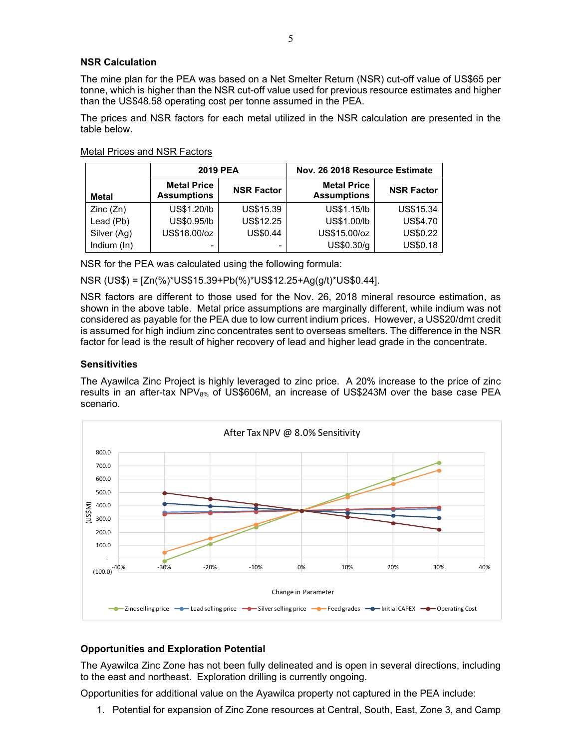### NSR Calculation

The mine plan for the PEA was based on a Net Smelter Return (NSR) cut-off value of US$65 per tonne, which is higher than the NSR cut-off value used for previous resource estimates and higher than the US$48.58 operating cost per tonne assumed in the PEA.

The prices and NSR factors for each metal utilized in the NSR calculation are presented in the table below.

Metal Prices and NSR Factors

| Metal | 2019 PEA | | Nov. 26 2018 Resource Estimate | |
|---|---|---|---|---|
| | Metal Price Assumptions | NSR Factor | Metal Price Assumptions | NSR Factor |
| Zinc (Zn) | US$1.20/lb | US$15.39 | US$1.15/lb | US$15.34 |
| Lead (Pb) | US$0.95/lb | US$12.25 | US$1.00/lb | US$4.70 |
| Silver (Ag) | US$18.00/oz | US$0.44 | US$15.00/oz | US$0.22 |
| Indium (In) | - | - | US$0.30/g | US$0.18 |

NSR for the PEA was calculated using the following formula:

NSR (US$) = [Zn(%)*US$15.39+Pb(%)*US$12.25+Ag(g/t)*US$0.44].

NSR factors are different to those used for the Nov. 26, 2018 mineral resource estimation, as shown in the above table. Metal price assumptions are marginally different, while indium was not considered as payable for the PEA due to low current indium prices. However, a US$20/dmt credit is assumed for high indium zinc concentrates sent to overseas smelters. The difference in the NSR factor for lead is the result of higher recovery of lead and higher lead grade in the concentrate.

### Sensitivities

The Ayawilca Zinc Project is highly leveraged to zinc price. A 20% increase to the price of zinc results in an after-tax $NPV_{8\%}$ of US$606M, an increase of US$243M over the base case PEA scenario.

### Opportunities and Exploration Potential

The Ayawilca Zinc Zone has not been fully delineated and is open in several directions, including to the east and northeast. Exploration drilling is currently ongoing.

Opportunities for additional value on the Ayawilca property not captured in the PEA include:

1. Potential for expansion of Zinc Zone resources at Central, South, East, Zone 3, and Camp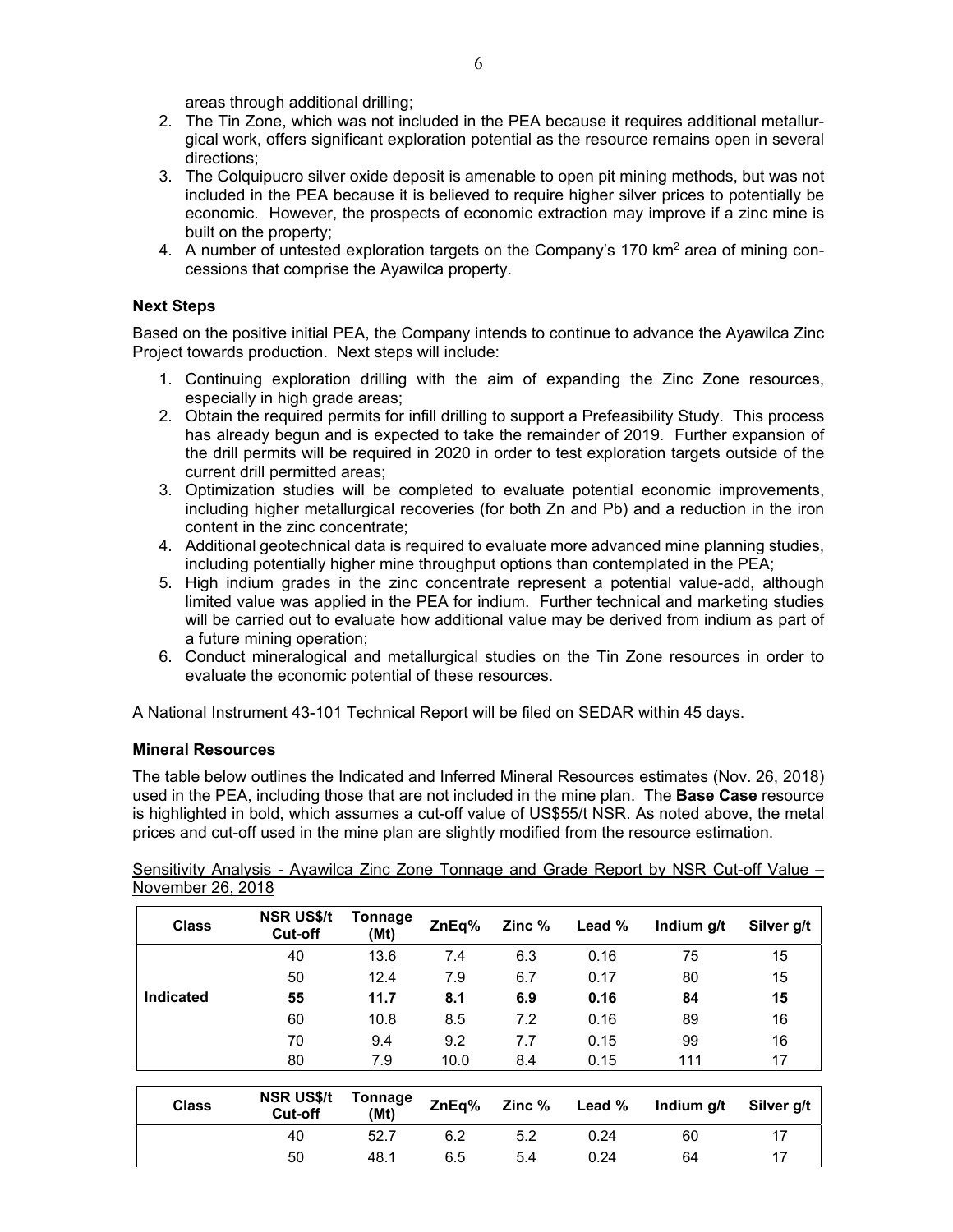areas through additional drilling;

2. The Tin Zone, which was not included in the PEA because it requires additional metallurgical work, offers significant exploration potential as the resource remains open in several directions;
3. The Colquipucro silver oxide deposit is amenable to open pit mining methods, but was not included in the PEA because it is believed to require higher silver prices to potentially be economic. However, the prospects of economic extraction may improve if a zinc mine is built on the property;
4. A number of untested exploration targets on the Company's 170 km$^2$ area of mining concessions that comprise the Ayawilca property.

### Next Steps

Based on the positive initial PEA, the Company intends to continue to advance the Ayawilca Zinc Project towards production. Next steps will include:

1. Continuing exploration drilling with the aim of expanding the Zinc Zone resources, especially in high grade areas;
2. Obtain the required permits for infill drilling to support a Prefeasibility Study. This process has already begun and is expected to take the remainder of 2019. Further expansion of the drill permits will be required in 2020 in order to test exploration targets outside of the current drill permitted areas;
3. Optimization studies will be completed to evaluate potential economic improvements, including higher metallurgical recoveries (for both Zn and Pb) and a reduction in the iron content in the zinc concentrate;
4. Additional geotechnical data is required to evaluate more advanced mine planning studies, including potentially higher mine throughput options than contemplated in the PEA;
5. High indium grades in the zinc concentrate represent a potential value-add, although limited value was applied in the PEA for indium. Further technical and marketing studies will be carried out to evaluate how additional value may be derived from indium as part of a future mining operation;
6. Conduct mineralogical and metallurgical studies on the Tin Zone resources in order to evaluate the economic potential of these resources.

A National Instrument 43-101 Technical Report will be filed on SEDAR within 45 days.

### Mineral Resources

The table below outlines the Indicated and Inferred Mineral Resources estimates (Nov. 26, 2018) used in the PEA, including those that are not included in the mine plan. The **Base Case** resource is highlighted in bold, which assumes a cut-off value of US$55/t NSR. As noted above, the metal prices and cut-off used in the mine plan are slightly modified from the resource estimation.

Sensitivity Analysis - Ayawilca Zinc Zone Tonnage and Grade Report by NSR Cut-off Value – November 26, 2018

| Class | NSR US$/t Cut-off | Tonnage (Mt) | ZnEq% | Zinc % | Lead % | Indium g/t | Silver g/t |
|---|---|---|---|---|---|---|---|
| | 40 | 13.6 | 7.4 | 6.3 | 0.16 | 75 | 15 |
| | 50 | 12.4 | 7.9 | 6.7 | 0.17 | 80 | 15 |
| **Indicated** | **55** | **11.7** | **8.1** | **6.9** | **0.16** | **84** | **15** |
| | 60 | 10.8 | 8.5 | 7.2 | 0.16 | 89 | 16 |
| | 70 | 9.4 | 9.2 | 7.7 | 0.15 | 99 | 16 |
| | 80 | 7.9 | 10.0 | 8.4 | 0.15 | 111 | 17 |

| Class | NSR US$/t Cut-off | Tonnage (Mt) | ZnEq% | Zinc % | Lead % | Indium g/t | Silver g/t |
|---|---|---|---|---|---|---|---|
| | 40 | 52.7 | 6.2 | 5.2 | 0.24 | 60 | 17 |
| | 50 | 48.1 | 6.5 | 5.4 | 0.24 | 64 | 17 |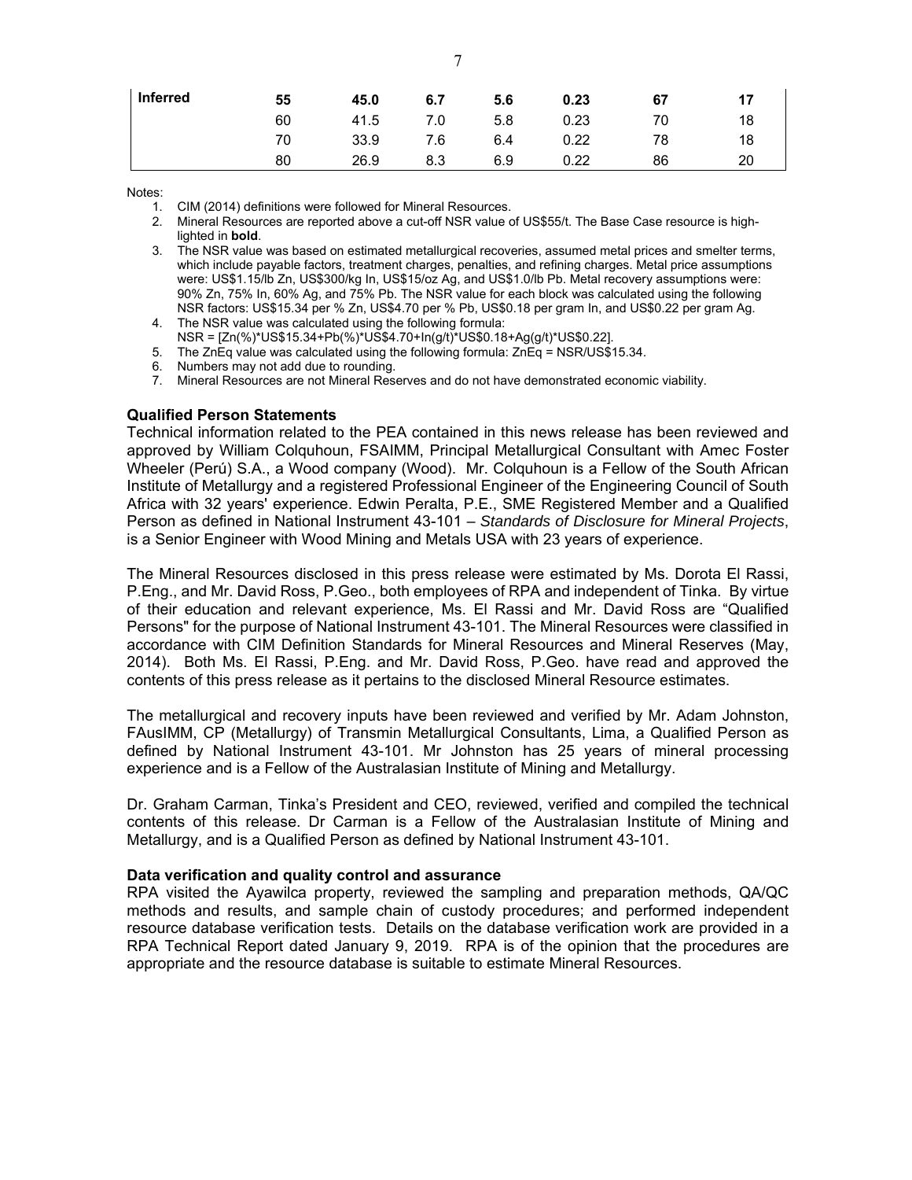| Inferred | 55 | 45.0 | 6.7 | 5.6 | 0.23 | 67 | 17 |
|---|---|---|---|---|---|---|---|
| | 60 | 41.5 | 7.0 | 5.8 | 0.23 | 70 | 18 |
| | 70 | 33.9 | 7.6 | 6.4 | 0.22 | 78 | 18 |
| | 80 | 26.9 | 8.3 | 6.9 | 0.22 | 86 | 20 |

Notes:

1. CIM (2014) definitions were followed for Mineral Resources.
2. Mineral Resources are reported above a cut-off NSR value of US$55/t. The Base Case resource is high-lighted in **bold**.
3. The NSR value was based on estimated metallurgical recoveries, assumed metal prices and smelter terms, which include payable factors, treatment charges, penalties, and refining charges. Metal price assumptions were: US$1.15/lb Zn, US$300/kg In, US$15/oz Ag, and US$1.0/lb Pb. Metal recovery assumptions were: 90% Zn, 75% In, 60% Ag, and 75% Pb. The NSR value for each block was calculated using the following NSR factors: US$15.34 per % Zn, US$4.70 per % Pb, US$0.18 per gram In, and US$0.22 per gram Ag.
4. The NSR value was calculated using the following formula: NSR = [Zn(%)*US$15.34+Pb(%)*US$4.70+In(g/t)*US$0.18+Ag(g/t)*US$0.22].
5. The ZnEq value was calculated using the following formula: ZnEq = NSR/US$15.34.
6. Numbers may not add due to rounding.
7. Mineral Resources are not Mineral Reserves and do not have demonstrated economic viability.

**Qualified Person Statements**

Technical information related to the PEA contained in this news release has been reviewed and approved by William Colquhoun, FSAIMM, Principal Metallurgical Consultant with Amec Foster Wheeler (Perú) S.A., a Wood company (Wood). Mr. Colquhoun is a Fellow of the South African Institute of Metallurgy and a registered Professional Engineer of the Engineering Council of South Africa with 32 years' experience. Edwin Peralta, P.E., SME Registered Member and a Qualified Person as defined in National Instrument 43-101 – *Standards of Disclosure for Mineral Projects*, is a Senior Engineer with Wood Mining and Metals USA with 23 years of experience.

The Mineral Resources disclosed in this press release were estimated by Ms. Dorota El Rassi, P.Eng., and Mr. David Ross, P.Geo., both employees of RPA and independent of Tinka. By virtue of their education and relevant experience, Ms. El Rassi and Mr. David Ross are "Qualified Persons" for the purpose of National Instrument 43-101. The Mineral Resources were classified in accordance with CIM Definition Standards for Mineral Resources and Mineral Reserves (May, 2014). Both Ms. El Rassi, P.Eng. and Mr. David Ross, P.Geo. have read and approved the contents of this press release as it pertains to the disclosed Mineral Resource estimates.

The metallurgical and recovery inputs have been reviewed and verified by Mr. Adam Johnston, FAusIMM, CP (Metallurgy) of Transmin Metallurgical Consultants, Lima, a Qualified Person as defined by National Instrument 43-101. Mr Johnston has 25 years of mineral processing experience and is a Fellow of the Australasian Institute of Mining and Metallurgy.

Dr. Graham Carman, Tinka's President and CEO, reviewed, verified and compiled the technical contents of this release. Dr Carman is a Fellow of the Australasian Institute of Mining and Metallurgy, and is a Qualified Person as defined by National Instrument 43-101.

**Data verification and quality control and assurance**

RPA visited the Ayawilca property, reviewed the sampling and preparation methods, QA/QC methods and results, and sample chain of custody procedures; and performed independent resource database verification tests. Details on the database verification work are provided in a RPA Technical Report dated January 9, 2019. RPA is of the opinion that the procedures are appropriate and the resource database is suitable to estimate Mineral Resources.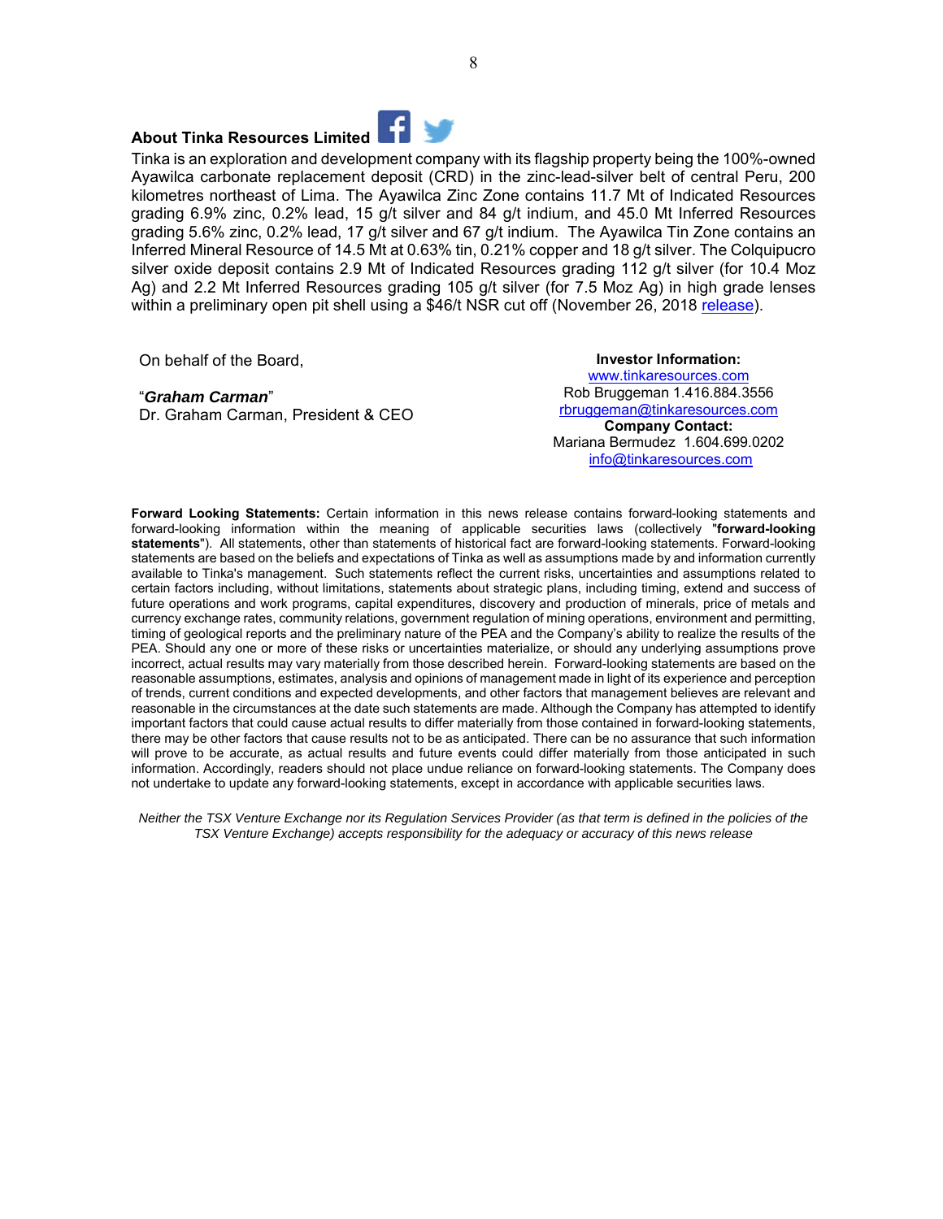### About Tinka Resources Limited

Tinka is an exploration and development company with its flagship property being the 100%-owned Ayawilca carbonate replacement deposit (CRD) in the zinc-lead-silver belt of central Peru, 200 kilometres northeast of Lima. The Ayawilca Zinc Zone contains 11.7 Mt of Indicated Resources grading 6.9% zinc, 0.2% lead, 15 g/t silver and 84 g/t indium, and 45.0 Mt Inferred Resources grading 5.6% zinc, 0.2% lead, 17 g/t silver and 67 g/t indium. The Ayawilca Tin Zone contains an Inferred Mineral Resource of 14.5 Mt at 0.63% tin, 0.21% copper and 18 g/t silver. The Colquipucro silver oxide deposit contains 2.9 Mt of Indicated Resources grading 112 g/t silver (for 10.4 Moz Ag) and 2.2 Mt Inferred Resources grading 105 g/t silver (for 7.5 Moz Ag) in high grade lenses within a preliminary open pit shell using a $46/t NSR cut off (November 26, 2018 release).

On behalf of the Board,

"***Graham Carman***"
Dr. Graham Carman, President & CEO

**Investor Information:**
www.tinkaresources.com
Rob Bruggeman 1.416.884.3556
rbruggeman@tinkaresources.com
**Company Contact:**
Mariana Bermudez 1.604.699.0202
info@tinkaresources.com

**Forward Looking Statements:** Certain information in this news release contains forward-looking statements and forward-looking information within the meaning of applicable securities laws (collectively "**forward-looking statements**"). All statements, other than statements of historical fact are forward-looking statements. Forward-looking statements are based on the beliefs and expectations of Tinka as well as assumptions made by and information currently available to Tinka's management. Such statements reflect the current risks, uncertainties and assumptions related to certain factors including, without limitations, statements about strategic plans, including timing, extend and success of future operations and work programs, capital expenditures, discovery and production of minerals, price of metals and currency exchange rates, community relations, government regulation of mining operations, environment and permitting, timing of geological reports and the preliminary nature of the PEA and the Company's ability to realize the results of the PEA. Should any one or more of these risks or uncertainties materialize, or should any underlying assumptions prove incorrect, actual results may vary materially from those described herein. Forward-looking statements are based on the reasonable assumptions, estimates, analysis and opinions of management made in light of its experience and perception of trends, current conditions and expected developments, and other factors that management believes are relevant and reasonable in the circumstances at the date such statements are made. Although the Company has attempted to identify important factors that could cause actual results to differ materially from those contained in forward-looking statements, there may be other factors that cause results not to be as anticipated. There can be no assurance that such information will prove to be accurate, as actual results and future events could differ materially from those anticipated in such information. Accordingly, readers should not place undue reliance on forward-looking statements. The Company does not undertake to update any forward-looking statements, except in accordance with applicable securities laws.

*Neither the TSX Venture Exchange nor its Regulation Services Provider (as that term is defined in the policies of the TSX Venture Exchange) accepts responsibility for the adequacy or accuracy of this news release*